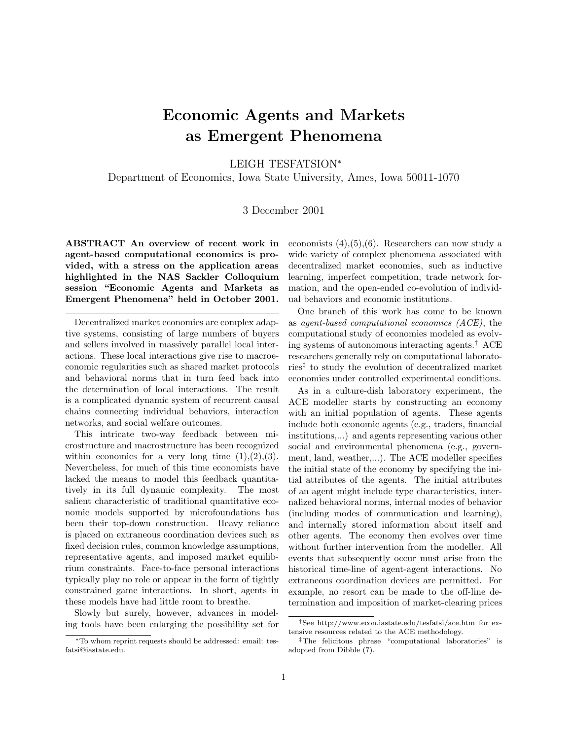# Economic Agents and Markets as Emergent Phenomena

LEIGH TESFATSION*

Department of Economics, Iowa State University, Ames, Iowa 50011-1070

3 December 2001

**ABSTRACT An overview of recent work in agent-based computational economics is provided, with a stress on the application areas highlighted in the NAS Sackler Colloquium session "Economic Agents and Markets as Emergent Phenomena" held in October 2001.**

---

Decentralized market economies are complex adaptive systems, consisting of large numbers of buyers and sellers involved in massively parallel local interactions. These local interactions give rise to macroeconomic regularities such as shared market protocols and behavioral norms that in turn feed back into the determination of local interactions. The result is a complicated dynamic system of recurrent causal chains connecting individual behaviors, interaction networks, and social welfare outcomes.

This intricate two-way feedback between microstructure and macrostructure has been recognized within economics for a very long time (1),(2),(3). Nevertheless, for much of this time economists have lacked the means to model this feedback quantitatively in its full dynamic complexity. The most salient characteristic of traditional quantitative economic models supported by microfoundations has been their top-down construction. Heavy reliance is placed on extraneous coordination devices such as fixed decision rules, common knowledge assumptions, representative agents, and imposed market equilibrium constraints. Face-to-face personal interactions typically play no role or appear in the form of tightly constrained game interactions. In short, agents in these models have had little room to breathe.

Slowly but surely, however, advances in modeling tools have been enlarging the possibility set for economists (4),(5),(6). Researchers can now study a wide variety of complex phenomena associated with decentralized market economies, such as inductive learning, imperfect competition, trade network formation, and the open-ended co-evolution of individual behaviors and economic institutions.

One branch of this work has come to be known as *agent-based computational economics (ACE)*, the computational study of economies modeled as evolving systems of autonomous interacting agents.[†] ACE researchers generally rely on computational laboratories[‡] to study the evolution of decentralized market economies under controlled experimental conditions.

As in a culture-dish laboratory experiment, the ACE modeller starts by constructing an economy with an initial population of agents. These agents include both economic agents (e.g., traders, financial institutions,...) and agents representing various other social and environmental phenomena (e.g., government, land, weather,...). The ACE modeller specifies the initial state of the economy by specifying the initial attributes of the agents. The initial attributes of an agent might include type characteristics, internalized behavioral norms, internal modes of behavior (including modes of communication and learning), and internally stored information about itself and other agents. The economy then evolves over time without further intervention from the modeller. All events that subsequently occur must arise from the historical time-line of agent-agent interactions. No extraneous coordination devices are permitted. For example, no resort can be made to the off-line determination and imposition of market-clearing prices

---

*To whom reprint requests should be addressed: email: tesfatsi@iastate.edu.

[†]See http://www.econ.iastate.edu/tesfatsi/ace.htm for extensive resources related to the ACE methodology.

[‡]The felicitous phrase "computational laboratories" is adopted from Dibble (7).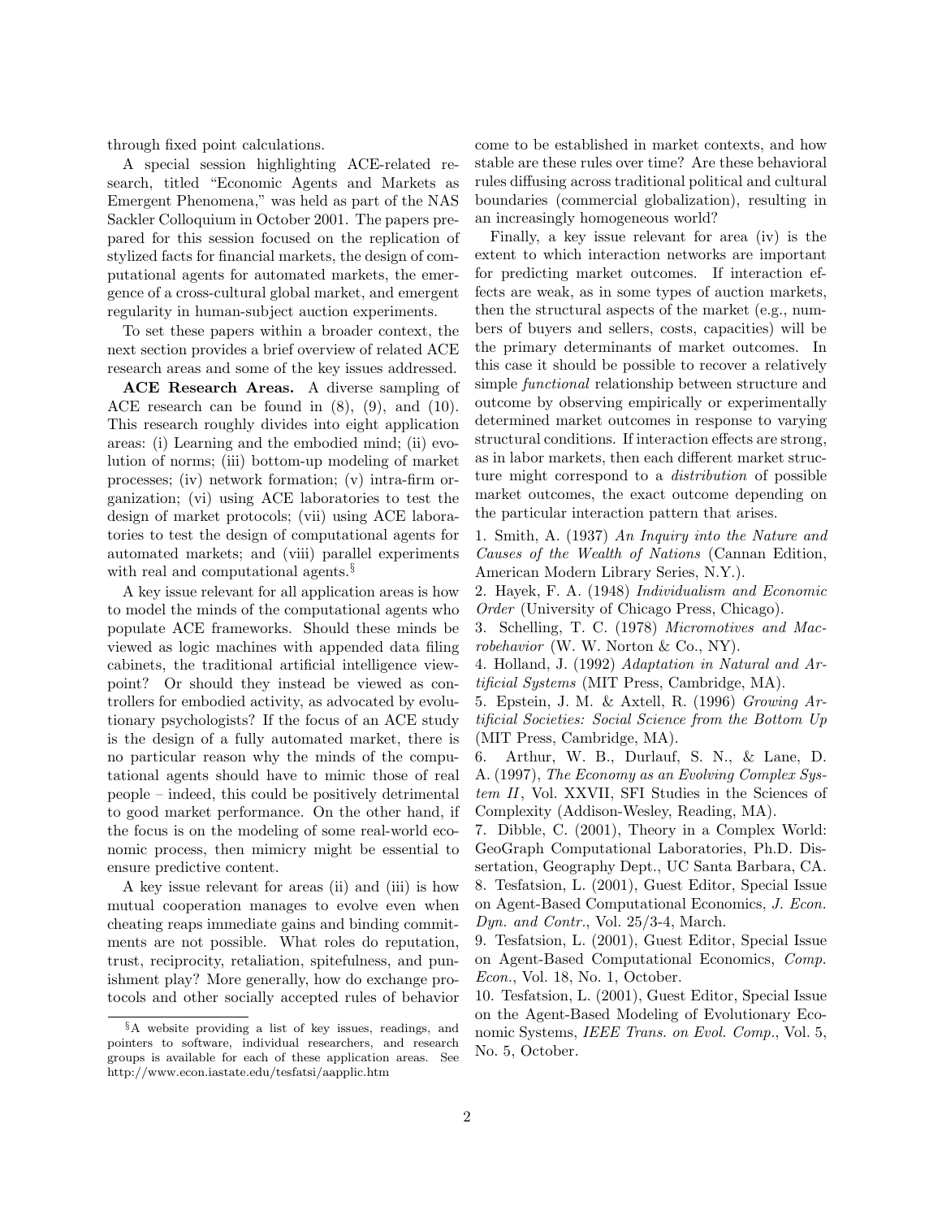through fixed point calculations.

A special session highlighting ACE-related research, titled "Economic Agents and Markets as Emergent Phenomena," was held as part of the NAS Sackler Colloquium in October 2001. The papers prepared for this session focused on the replication of stylized facts for financial markets, the design of computational agents for automated markets, the emergence of a cross-cultural global market, and emergent regularity in human-subject auction experiments.

To set these papers within a broader context, the next section provides a brief overview of related ACE research areas and some of the key issues addressed.

**ACE Research Areas.** A diverse sampling of ACE research can be found in (8), (9), and (10). This research roughly divides into eight application areas: (i) Learning and the embodied mind; (ii) evolution of norms; (iii) bottom-up modeling of market processes; (iv) network formation; (v) intra-firm organization; (vi) using ACE laboratories to test the design of market protocols; (vii) using ACE laboratories to test the design of computational agents for automated markets; and (viii) parallel experiments with real and computational agents.[§]

A key issue relevant for all application areas is how to model the minds of the computational agents who populate ACE frameworks. Should these minds be viewed as logic machines with appended data filing cabinets, the traditional artificial intelligence viewpoint? Or should they instead be viewed as controllers for embodied activity, as advocated by evolutionary psychologists? If the focus of an ACE study is the design of a fully automated market, there is no particular reason why the minds of the computational agents should have to mimic those of real people – indeed, this could be positively detrimental to good market performance. On the other hand, if the focus is on the modeling of some real-world economic process, then mimicry might be essential to ensure predictive content.

A key issue relevant for areas (ii) and (iii) is how mutual cooperation manages to evolve even when cheating reaps immediate gains and binding commitments are not possible. What roles do reputation, trust, reciprocity, retaliation, spitefulness, and punishment play? More generally, how do exchange protocols and other socially accepted rules of behavior come to be established in market contexts, and how stable are these rules over time? Are these behavioral rules diffusing across traditional political and cultural boundaries (commercial globalization), resulting in an increasingly homogeneous world?

Finally, a key issue relevant for area (iv) is the extent to which interaction networks are important for predicting market outcomes. If interaction effects are weak, as in some types of auction markets, then the structural aspects of the market (e.g., numbers of buyers and sellers, costs, capacities) will be the primary determinants of market outcomes. In this case it should be possible to recover a relatively simple *functional* relationship between structure and outcome by observing empirically or experimentally determined market outcomes in response to varying structural conditions. If interaction effects are strong, as in labor markets, then each different market structure might correspond to a *distribution* of possible market outcomes, the exact outcome depending on the particular interaction pattern that arises.

[§] A website providing a list of key issues, readings, and pointers to software, individual researchers, and research groups is available for each of these application areas. See http://www.econ.iastate.edu/tesfatsi/aapplic.htm

1. Smith, A. (1937) *An Inquiry into the Nature and Causes of the Wealth of Nations* (Cannan Edition, American Modern Library Series, N.Y.).
2. Hayek, F. A. (1948) *Individualism and Economic Order* (University of Chicago Press, Chicago).
3. Schelling, T. C. (1978) *Micromotives and Macrobehavior* (W. W. Norton & Co., NY).
4. Holland, J. (1992) *Adaptation in Natural and Artificial Systems* (MIT Press, Cambridge, MA).
5. Epstein, J. M. & Axtell, R. (1996) *Growing Artificial Societies: Social Science from the Bottom Up* (MIT Press, Cambridge, MA).
6. Arthur, W. B., Durlauf, S. N., & Lane, D. A. (1997), *The Economy as an Evolving Complex System II*, Vol. XXVII, SFI Studies in the Sciences of Complexity (Addison-Wesley, Reading, MA).
7. Dibble, C. (2001), Theory in a Complex World: GeoGraph Computational Laboratories, Ph.D. Dissertation, Geography Dept., UC Santa Barbara, CA.
8. Tesfatsion, L. (2001), Guest Editor, Special Issue on Agent-Based Computational Economics, *J. Econ. Dyn. and Contr.*, Vol. 25/3-4, March.
9. Tesfatsion, L. (2001), Guest Editor, Special Issue on Agent-Based Computational Economics, *Comp. Econ.*, Vol. 18, No. 1, October.
10. Tesfatsion, L. (2001), Guest Editor, Special Issue on the Agent-Based Modeling of Evolutionary Economic Systems, *IEEE Trans. on Evol. Comp.*, Vol. 5, No. 5, October.